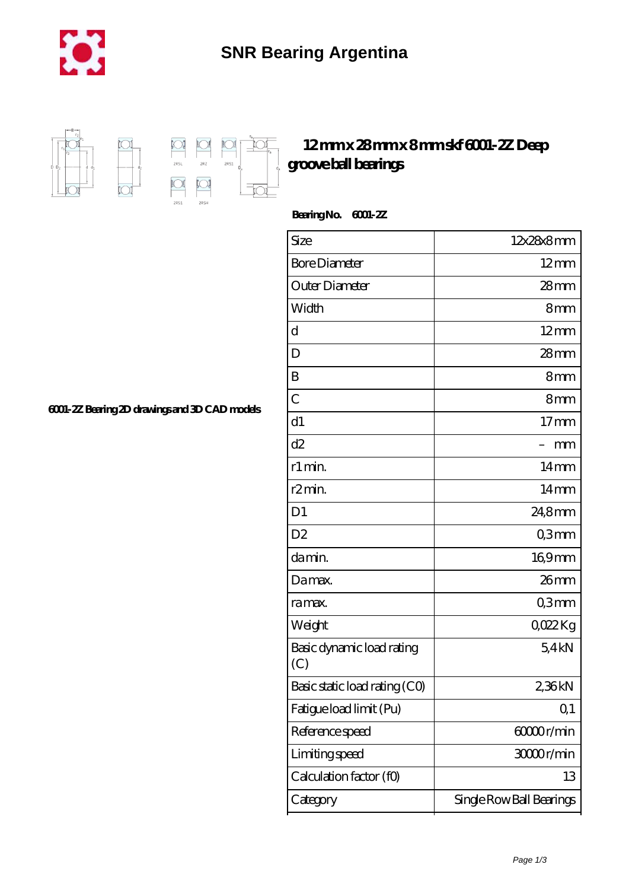# SNR Bearing Argentina

## 12 mm x 28 mm x 8 mm skf 6001-2Z Deep groove ball bearings

**Bearing No. 6001-2Z**

6001-2Z Bearing 2D drawings and 3D CAD models

| Size | 12x28x8 mm |
|---|---|
| Bore Diameter | 12 mm |
| Outer Diameter | 28 mm |
| Width | 8 mm |
| d | 12 mm |
| D | 28 mm |
| B | 8 mm |
| C | 8 mm |
| d1 | 17 mm |
| d2 | – mm |
| r1 min. | 14 mm |
| r2 min. | 14 mm |
| D1 | 24,8 mm |
| D2 | 0,3 mm |
| da min. | 16,9 mm |
| Da max. | 26 mm |
| ra max. | 0,3 mm |
| Weight | 0,022 Kg |
| Basic dynamic load rating (C) | 5,4 kN |
| Basic static load rating (C0) | 2,36 kN |
| Fatigue load limit (Pu) | 0,1 |
| Reference speed | 60000 r/min |
| Limiting speed | 30000 r/min |
| Calculation factor (f0) | 13 |
| Category | Single Row Ball Bearings |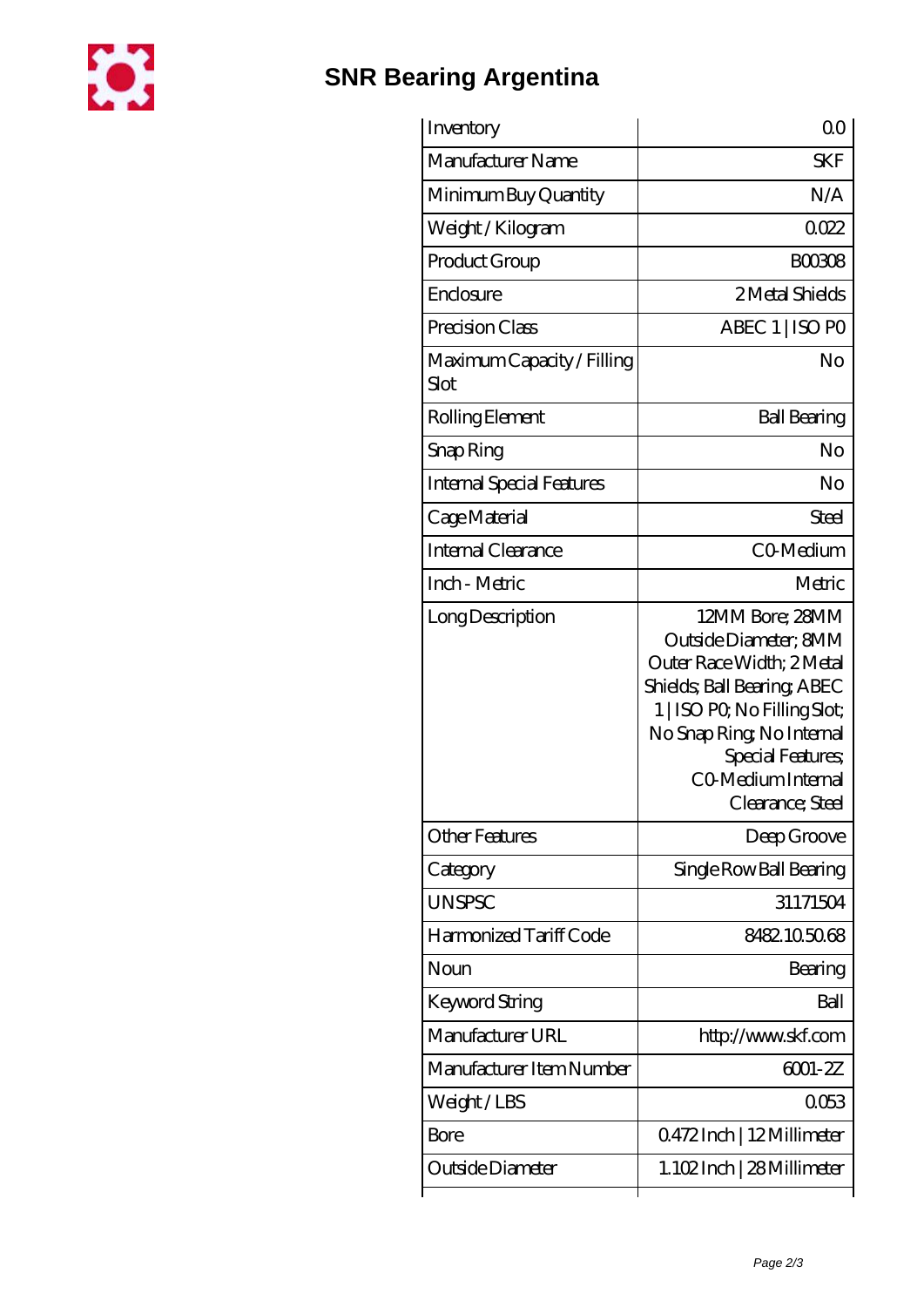# SNR Bearing Argentina

| Inventory | 0.0 |
|---|---|
| Manufacturer Name | SKF |
| Minimum Buy Quantity | N/A |
| Weight / Kilogram | 0.022 |
| Product Group | B00308 |
| Enclosure | 2 Metal Shields |
| Precision Class | ABEC 1 \| ISO P0 |
| Maximum Capacity / Filling Slot | No |
| Rolling Element | Ball Bearing |
| Snap Ring | No |
| Internal Special Features | No |
| Cage Material | Steel |
| Internal Clearance | C0-Medium |
| Inch - Metric | Metric |
| Long Description | 12MM Bore; 28MM Outside Diameter; 8MM Outer Race Width; 2 Metal Shields; Ball Bearing; ABEC 1 \| ISO P0; No Filling Slot; No Snap Ring; No Internal Special Features; C0-Medium Internal Clearance; Steel |
| Other Features | Deep Groove |
| Category | Single Row Ball Bearing |
| UNSPSC | 31171504 |
| Harmonized Tariff Code | 8482.10.50.68 |
| Noun | Bearing |
| Keyword String | Ball |
| Manufacturer URL | http://www.skf.com |
| Manufacturer Item Number | 6001-2Z |
| Weight / LBS | 0.053 |
| Bore | 0.472 Inch \| 12 Millimeter |
| Outside Diameter | 1.102 Inch \| 28 Millimeter |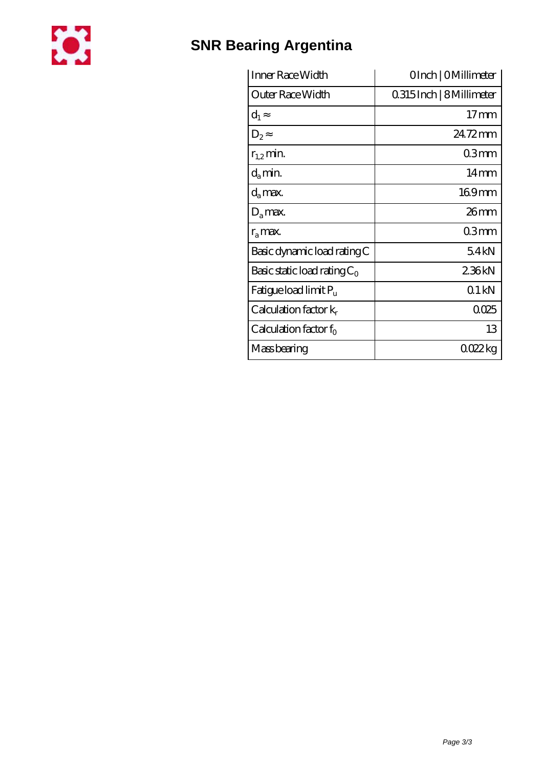# SNR Bearing Argentina

| | |
|---|---|
| Inner Race Width | 0 Inch \| 0 Millimeter |
| Outer Race Width | 0.315 Inch \| 8 Millimeter |
| $d_1 \approx$ | 17 mm |
| $D_2 \approx$ | 24.72 mm |
| $r_{1,2}$ min. | 0.3 mm |
| $d_a$ min. | 14 mm |
| $d_a$ max. | 16.9 mm |
| $D_a$ max. | 26 mm |
| $r_a$ max. | 0.3 mm |
| Basic dynamic load rating C | 5.4 kN |
| Basic static load rating $C_0$ | 2.36 kN |
| Fatigue load limit $P_u$ | 0.1 kN |
| Calculation factor $k_r$ | 0.025 |
| Calculation factor $f_0$ | 13 |
| Mass bearing | 0.022 kg |